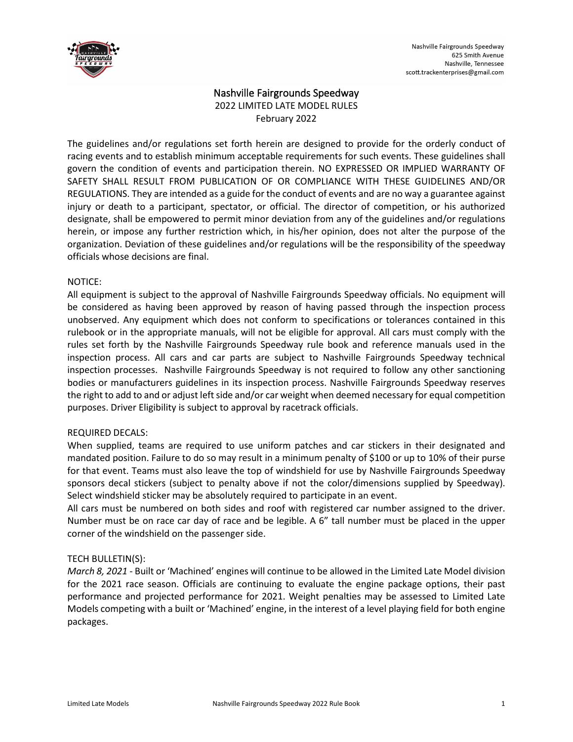Nashville Fairgrounds Speedway
625 Smith Avenue
Nashville, Tennessee
scott.trackenterprises@gmail.com

# Nashville Fairgrounds Speedway

## 2022 LIMITED LATE MODEL RULES

February 2022

The guidelines and/or regulations set forth herein are designed to provide for the orderly conduct of racing events and to establish minimum acceptable requirements for such events. These guidelines shall govern the condition of events and participation therein. NO EXPRESSED OR IMPLIED WARRANTY OF SAFETY SHALL RESULT FROM PUBLICATION OF OR COMPLIANCE WITH THESE GUIDELINES AND/OR REGULATIONS. They are intended as a guide for the conduct of events and are no way a guarantee against injury or death to a participant, spectator, or official. The director of competition, or his authorized designate, shall be empowered to permit minor deviation from any of the guidelines and/or regulations herein, or impose any further restriction which, in his/her opinion, does not alter the purpose of the organization. Deviation of these guidelines and/or regulations will be the responsibility of the speedway officials whose decisions are final.

NOTICE:
All equipment is subject to the approval of Nashville Fairgrounds Speedway officials. No equipment will be considered as having been approved by reason of having passed through the inspection process unobserved. Any equipment which does not conform to specifications or tolerances contained in this rulebook or in the appropriate manuals, will not be eligible for approval. All cars must comply with the rules set forth by the Nashville Fairgrounds Speedway rule book and reference manuals used in the inspection process. All cars and car parts are subject to Nashville Fairgrounds Speedway technical inspection processes. Nashville Fairgrounds Speedway is not required to follow any other sanctioning bodies or manufacturers guidelines in its inspection process. Nashville Fairgrounds Speedway reserves the right to add to and or adjust left side and/or car weight when deemed necessary for equal competition purposes. Driver Eligibility is subject to approval by racetrack officials.

REQUIRED DECALS:
When supplied, teams are required to use uniform patches and car stickers in their designated and mandated position. Failure to do so may result in a minimum penalty of $100 or up to 10% of their purse for that event. Teams must also leave the top of windshield for use by Nashville Fairgrounds Speedway sponsors decal stickers (subject to penalty above if not the color/dimensions supplied by Speedway). Select windshield sticker may be absolutely required to participate in an event.
All cars must be numbered on both sides and roof with registered car number assigned to the driver. Number must be on race car day of race and be legible. A 6" tall number must be placed in the upper corner of the windshield on the passenger side.

TECH BULLETIN(S):
*March 8, 2021* - Built or 'Machined' engines will continue to be allowed in the Limited Late Model division for the 2021 race season. Officials are continuing to evaluate the engine package options, their past performance and projected performance for 2021. Weight penalties may be assessed to Limited Late Models competing with a built or 'Machined' engine, in the interest of a level playing field for both engine packages.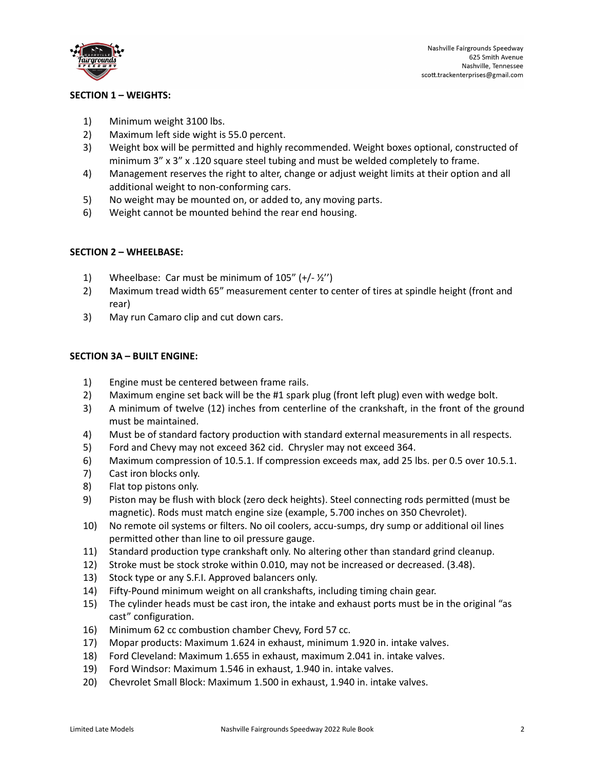**SECTION 1 – WEIGHTS:**

1) Minimum weight 3100 lbs.
2) Maximum left side wight is 55.0 percent.
3) Weight box will be permitted and highly recommended. Weight boxes optional, constructed of minimum 3" x 3" x .120 square steel tubing and must be welded completely to frame.
4) Management reserves the right to alter, change or adjust weight limits at their option and all additional weight to non-conforming cars.
5) No weight may be mounted on, or added to, any moving parts.
6) Weight cannot be mounted behind the rear end housing.

**SECTION 2 – WHEELBASE:**

1) Wheelbase: Car must be minimum of 105" (+/- ½'')
2) Maximum tread width 65" measurement center to center of tires at spindle height (front and rear)
3) May run Camaro clip and cut down cars.

**SECTION 3A – BUILT ENGINE:**

1) Engine must be centered between frame rails.
2) Maximum engine set back will be the #1 spark plug (front left plug) even with wedge bolt.
3) A minimum of twelve (12) inches from centerline of the crankshaft, in the front of the ground must be maintained.
4) Must be of standard factory production with standard external measurements in all respects.
5) Ford and Chevy may not exceed 362 cid. Chrysler may not exceed 364.
6) Maximum compression of 10.5.1. If compression exceeds max, add 25 lbs. per 0.5 over 10.5.1.
7) Cast iron blocks only.
8) Flat top pistons only.
9) Piston may be flush with block (zero deck heights). Steel connecting rods permitted (must be magnetic). Rods must match engine size (example, 5.700 inches on 350 Chevrolet).
10) No remote oil systems or filters. No oil coolers, accu-sumps, dry sump or additional oil lines permitted other than line to oil pressure gauge.
11) Standard production type crankshaft only. No altering other than standard grind cleanup.
12) Stroke must be stock stroke within 0.010, may not be increased or decreased. (3.48).
13) Stock type or any S.F.I. Approved balancers only.
14) Fifty-Pound minimum weight on all crankshafts, including timing chain gear.
15) The cylinder heads must be cast iron, the intake and exhaust ports must be in the original "as cast" configuration.
16) Minimum 62 cc combustion chamber Chevy, Ford 57 cc.
17) Mopar products: Maximum 1.624 in exhaust, minimum 1.920 in. intake valves.
18) Ford Cleveland: Maximum 1.655 in exhaust, maximum 2.041 in. intake valves.
19) Ford Windsor: Maximum 1.546 in exhaust, 1.940 in. intake valves.
20) Chevrolet Small Block: Maximum 1.500 in exhaust, 1.940 in. intake valves.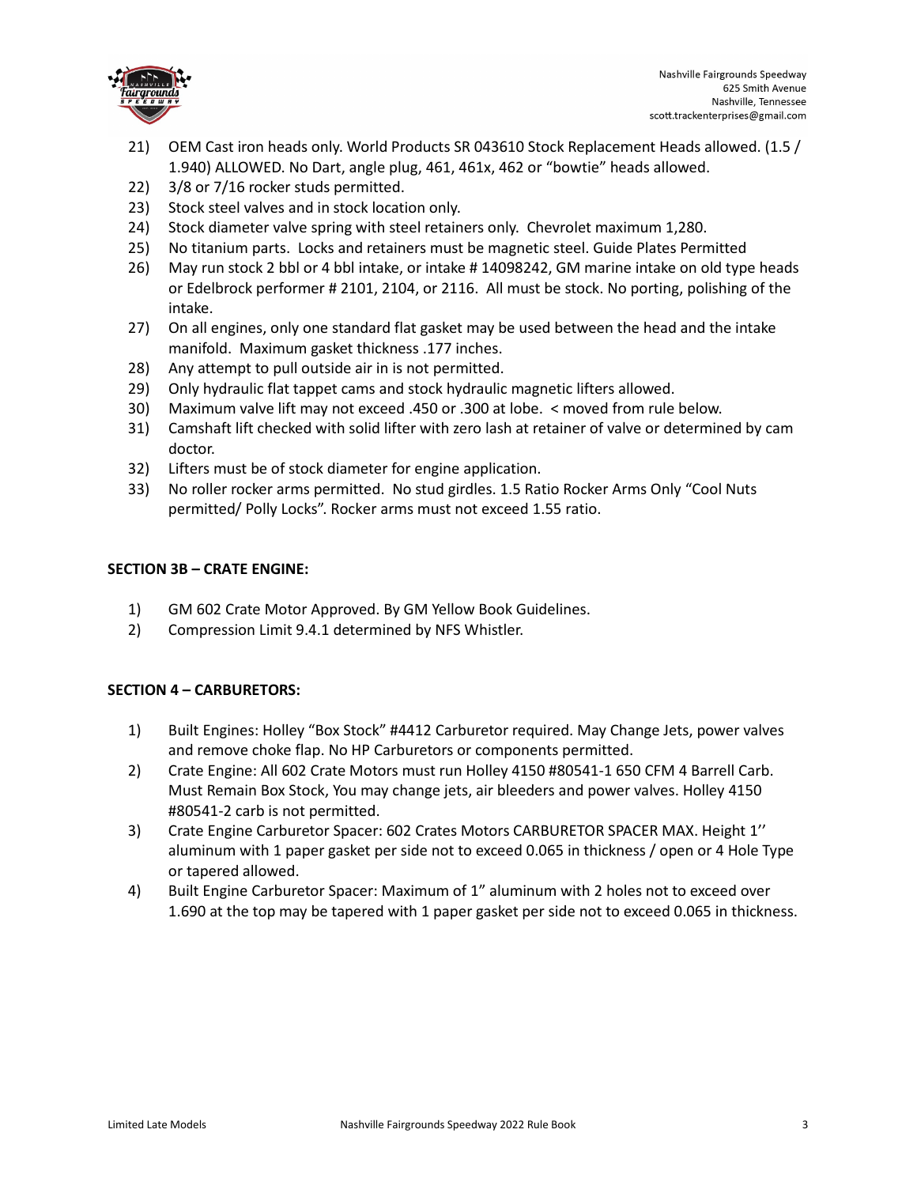21) OEM Cast iron heads only. World Products SR 043610 Stock Replacement Heads allowed. (1.5 / 1.940) ALLOWED. No Dart, angle plug, 461, 461x, 462 or "bowtie" heads allowed.
22) 3/8 or 7/16 rocker studs permitted.
23) Stock steel valves and in stock location only.
24) Stock diameter valve spring with steel retainers only. Chevrolet maximum 1,280.
25) No titanium parts. Locks and retainers must be magnetic steel. Guide Plates Permitted
26) May run stock 2 bbl or 4 bbl intake, or intake # 14098242, GM marine intake on old type heads or Edelbrock performer # 2101, 2104, or 2116. All must be stock. No porting, polishing of the intake.
27) On all engines, only one standard flat gasket may be used between the head and the intake manifold. Maximum gasket thickness .177 inches.
28) Any attempt to pull outside air in is not permitted.
29) Only hydraulic flat tappet cams and stock hydraulic magnetic lifters allowed.
30) Maximum valve lift may not exceed .450 or .300 at lobe. < moved from rule below.
31) Camshaft lift checked with solid lifter with zero lash at retainer of valve or determined by cam doctor.
32) Lifters must be of stock diameter for engine application.
33) No roller rocker arms permitted. No stud girdles. 1.5 Ratio Rocker Arms Only "Cool Nuts permitted/ Polly Locks". Rocker arms must not exceed 1.55 ratio.

**SECTION 3B – CRATE ENGINE:**

1) GM 602 Crate Motor Approved. By GM Yellow Book Guidelines.
2) Compression Limit 9.4.1 determined by NFS Whistler.

**SECTION 4 – CARBURETORS:**

1) Built Engines: Holley "Box Stock" #4412 Carburetor required. May Change Jets, power valves and remove choke flap. No HP Carburetors or components permitted.
2) Crate Engine: All 602 Crate Motors must run Holley 4150 #80541-1 650 CFM 4 Barrell Carb. Must Remain Box Stock, You may change jets, air bleeders and power valves. Holley 4150 #80541-2 carb is not permitted.
3) Crate Engine Carburetor Spacer: 602 Crates Motors CARBURETOR SPACER MAX. Height 1'' aluminum with 1 paper gasket per side not to exceed 0.065 in thickness / open or 4 Hole Type or tapered allowed.
4) Built Engine Carburetor Spacer: Maximum of 1" aluminum with 2 holes not to exceed over 1.690 at the top may be tapered with 1 paper gasket per side not to exceed 0.065 in thickness.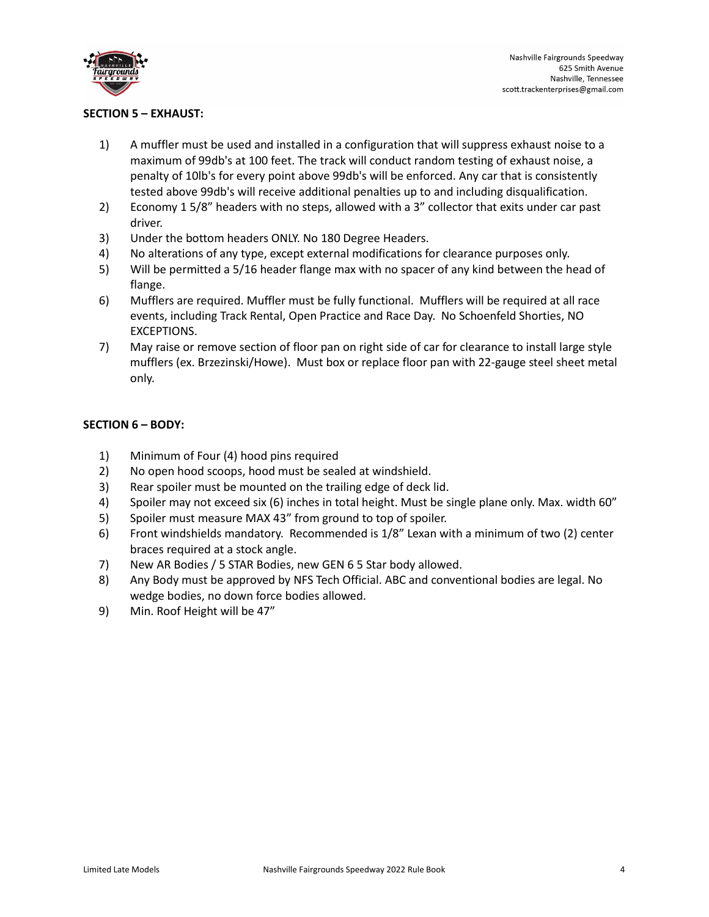**SECTION 5 – EXHAUST:**

1) A muffler must be used and installed in a configuration that will suppress exhaust noise to a maximum of 99db's at 100 feet. The track will conduct random testing of exhaust noise, a penalty of 10lb's for every point above 99db's will be enforced. Any car that is consistently tested above 99db's will receive additional penalties up to and including disqualification.
2) Economy 1 5/8" headers with no steps, allowed with a 3" collector that exits under car past driver.
3) Under the bottom headers ONLY. No 180 Degree Headers.
4) No alterations of any type, except external modifications for clearance purposes only.
5) Will be permitted a 5/16 header flange max with no spacer of any kind between the head of flange.
6) Mufflers are required. Muffler must be fully functional. Mufflers will be required at all race events, including Track Rental, Open Practice and Race Day. No Schoenfeld Shorties, NO EXCEPTIONS.
7) May raise or remove section of floor pan on right side of car for clearance to install large style mufflers (ex. Brzezinski/Howe). Must box or replace floor pan with 22-gauge steel sheet metal only.

**SECTION 6 – BODY:**

1) Minimum of Four (4) hood pins required
2) No open hood scoops, hood must be sealed at windshield.
3) Rear spoiler must be mounted on the trailing edge of deck lid.
4) Spoiler may not exceed six (6) inches in total height. Must be single plane only. Max. width 60"
5) Spoiler must measure MAX 43" from ground to top of spoiler.
6) Front windshields mandatory. Recommended is 1/8" Lexan with a minimum of two (2) center braces required at a stock angle.
7) New AR Bodies / 5 STAR Bodies, new GEN 6 5 Star body allowed.
8) Any Body must be approved by NFS Tech Official. ABC and conventional bodies are legal. No wedge bodies, no down force bodies allowed.
9) Min. Roof Height will be 47"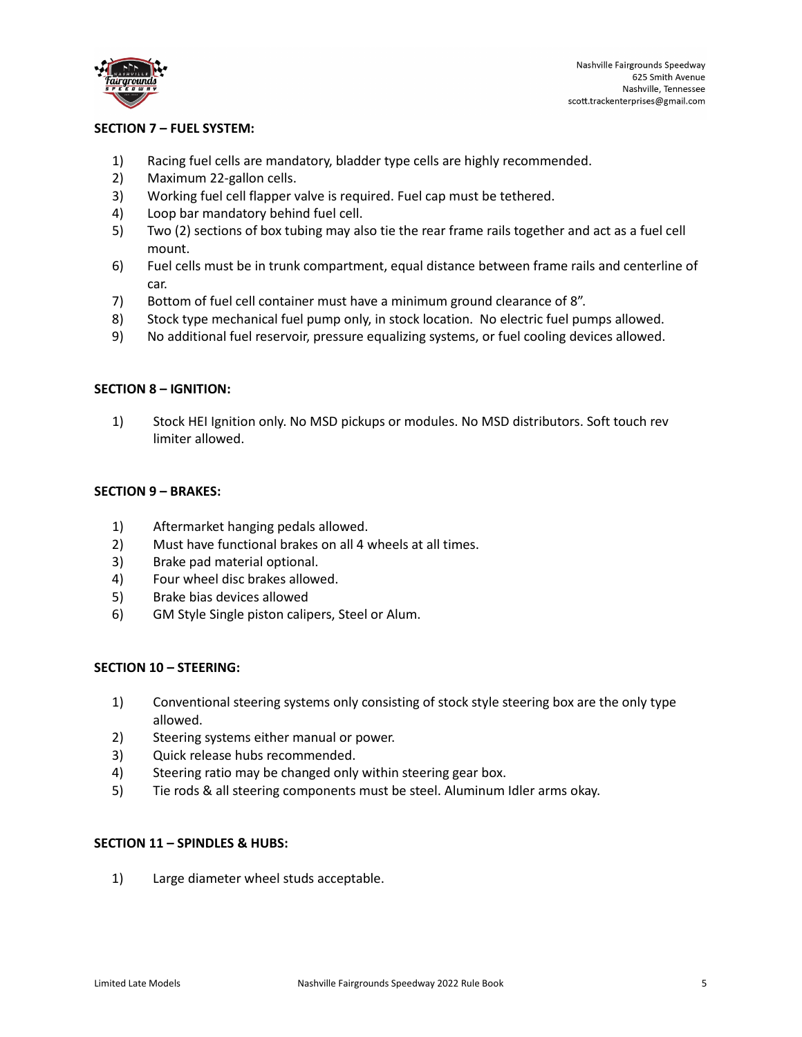**SECTION 7 – FUEL SYSTEM:**

1) Racing fuel cells are mandatory, bladder type cells are highly recommended.
2) Maximum 22-gallon cells.
3) Working fuel cell flapper valve is required. Fuel cap must be tethered.
4) Loop bar mandatory behind fuel cell.
5) Two (2) sections of box tubing may also tie the rear frame rails together and act as a fuel cell mount.
6) Fuel cells must be in trunk compartment, equal distance between frame rails and centerline of car.
7) Bottom of fuel cell container must have a minimum ground clearance of 8".
8) Stock type mechanical fuel pump only, in stock location. No electric fuel pumps allowed.
9) No additional fuel reservoir, pressure equalizing systems, or fuel cooling devices allowed.

**SECTION 8 – IGNITION:**

1) Stock HEI Ignition only. No MSD pickups or modules. No MSD distributors. Soft touch rev limiter allowed.

**SECTION 9 – BRAKES:**

1) Aftermarket hanging pedals allowed.
2) Must have functional brakes on all 4 wheels at all times.
3) Brake pad material optional.
4) Four wheel disc brakes allowed.
5) Brake bias devices allowed
6) GM Style Single piston calipers, Steel or Alum.

**SECTION 10 – STEERING:**

1) Conventional steering systems only consisting of stock style steering box are the only type allowed.
2) Steering systems either manual or power.
3) Quick release hubs recommended.
4) Steering ratio may be changed only within steering gear box.
5) Tie rods & all steering components must be steel. Aluminum Idler arms okay.

**SECTION 11 – SPINDLES & HUBS:**

1) Large diameter wheel studs acceptable.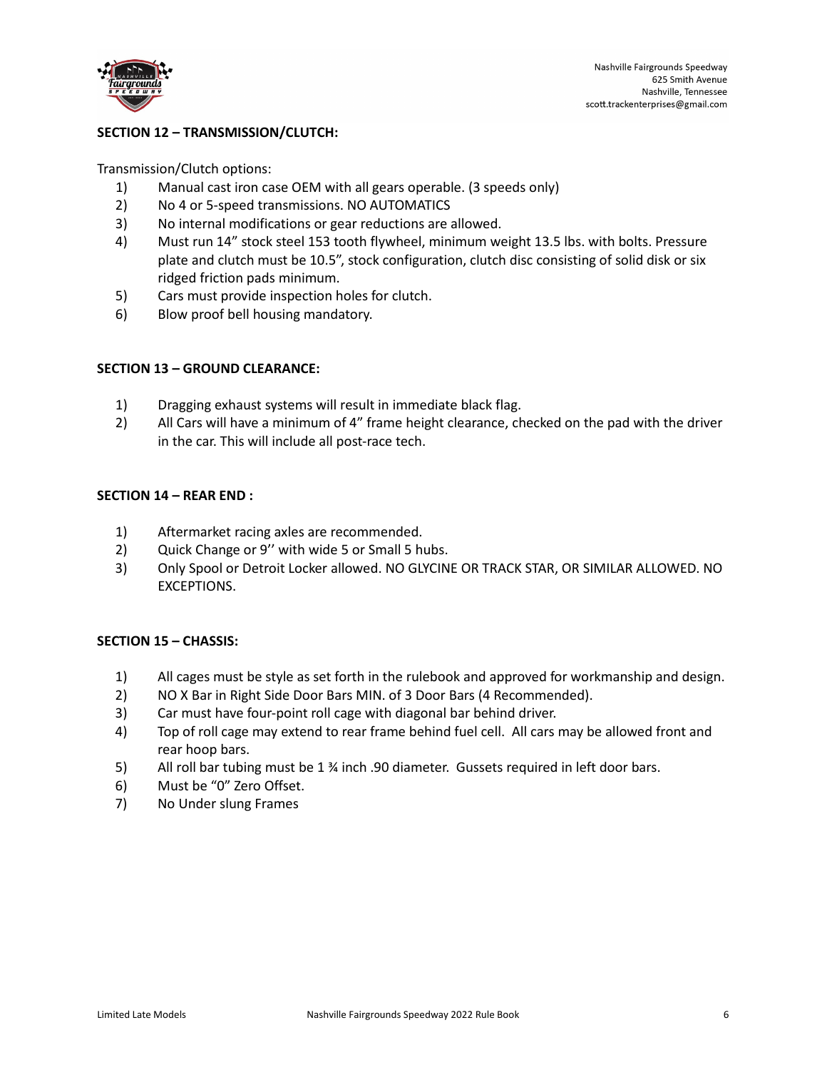## SECTION 12 – TRANSMISSION/CLUTCH:

Transmission/Clutch options:

1) Manual cast iron case OEM with all gears operable. (3 speeds only)
2) No 4 or 5-speed transmissions. NO AUTOMATICS
3) No internal modifications or gear reductions are allowed.
4) Must run 14” stock steel 153 tooth flywheel, minimum weight 13.5 lbs. with bolts. Pressure plate and clutch must be 10.5”, stock configuration, clutch disc consisting of solid disk or six ridged friction pads minimum.
5) Cars must provide inspection holes for clutch.
6) Blow proof bell housing mandatory.

## SECTION 13 – GROUND CLEARANCE:

1) Dragging exhaust systems will result in immediate black flag.
2) All Cars will have a minimum of 4” frame height clearance, checked on the pad with the driver in the car. This will include all post-race tech.

## SECTION 14 – REAR END :

1) Aftermarket racing axles are recommended.
2) Quick Change or 9’’ with wide 5 or Small 5 hubs.
3) Only Spool or Detroit Locker allowed. NO GLYCINE OR TRACK STAR, OR SIMILAR ALLOWED. NO EXCEPTIONS.

## SECTION 15 – CHASSIS:

1) All cages must be style as set forth in the rulebook and approved for workmanship and design.
2) NO X Bar in Right Side Door Bars MIN. of 3 Door Bars (4 Recommended).
3) Car must have four-point roll cage with diagonal bar behind driver.
4) Top of roll cage may extend to rear frame behind fuel cell. All cars may be allowed front and rear hoop bars.
5) All roll bar tubing must be 1 ¾ inch .90 diameter. Gussets required in left door bars.
6) Must be “0” Zero Offset.
7) No Under slung Frames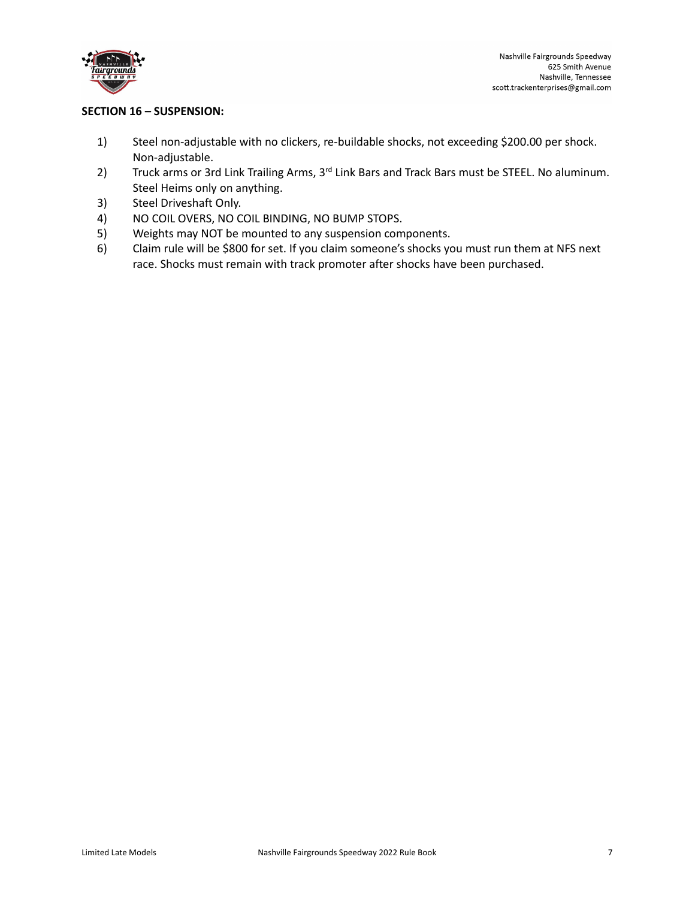**SECTION 16 – SUSPENSION:**

1) Steel non-adjustable with no clickers, re-buildable shocks, not exceeding $200.00 per shock. Non-adjustable.
2) Truck arms or 3rd Link Trailing Arms, 3rd Link Bars and Track Bars must be STEEL. No aluminum. Steel Heims only on anything.
3) Steel Driveshaft Only.
4) NO COIL OVERS, NO COIL BINDING, NO BUMP STOPS.
5) Weights may NOT be mounted to any suspension components.
6) Claim rule will be $800 for set. If you claim someone's shocks you must run them at NFS next race. Shocks must remain with track promoter after shocks have been purchased.